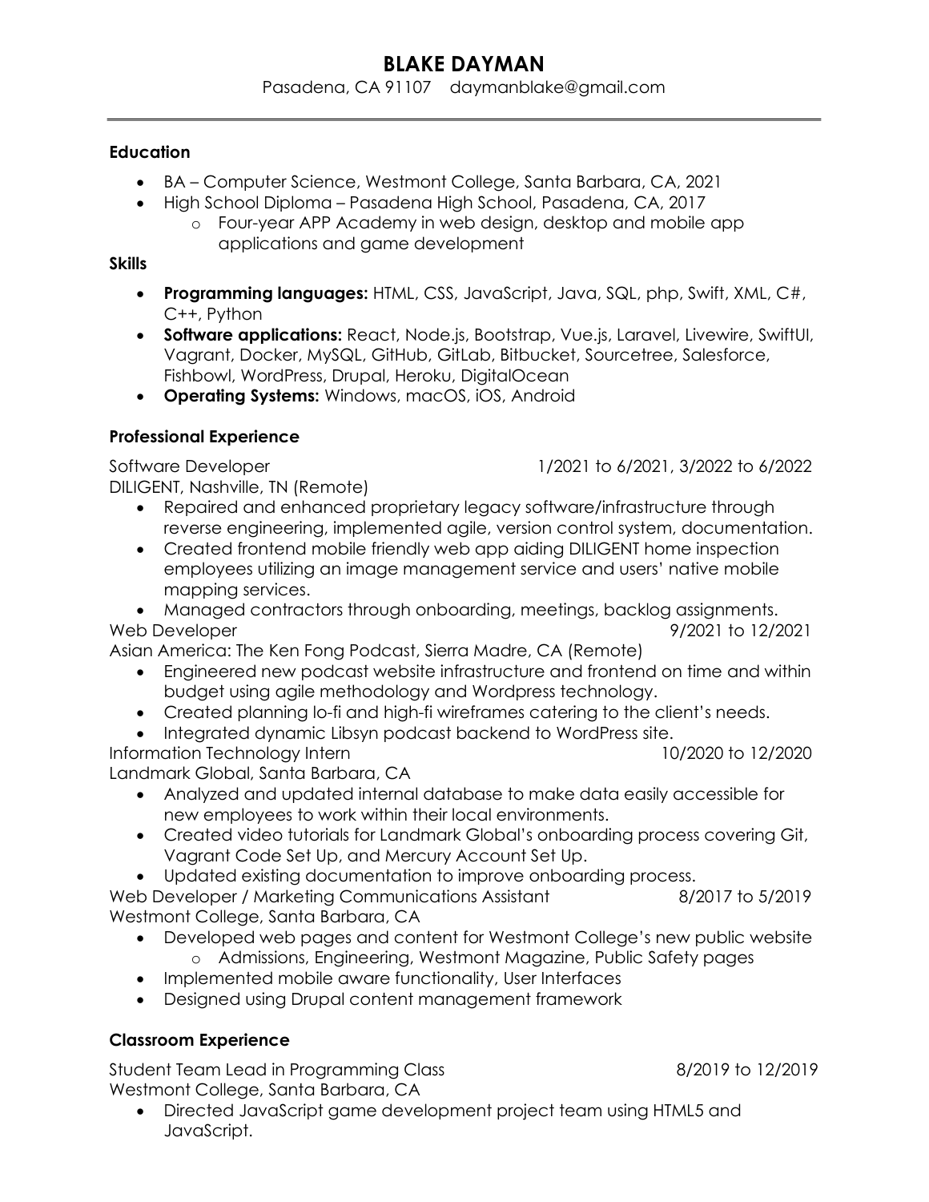# BLAKE DAYMAN

Pasadena, CA 91107 daymanblake@gmail.com

---

## Education

- BA – Computer Science, Westmont College, Santa Barbara, CA, 2021
- High School Diploma – Pasadena High School, Pasadena, CA, 2017
  - Four-year APP Academy in web design, desktop and mobile app applications and game development

## Skills

- **Programming languages:** HTML, CSS, JavaScript, Java, SQL, php, Swift, XML, C#, C++, Python
- **Software applications:** React, Node.js, Bootstrap, Vue.js, Laravel, Livewire, SwiftUI, Vagrant, Docker, MySQL, GitHub, GitLab, Bitbucket, Sourcetree, Salesforce, Fishbowl, WordPress, Drupal, Heroku, DigitalOcean
- **Operating Systems:** Windows, macOS, iOS, Android

## Professional Experience

Software Developer — 1/2021 to 6/2021, 3/2022 to 6/2022
DILIGENT, Nashville, TN (Remote)

- Repaired and enhanced proprietary legacy software/infrastructure through reverse engineering, implemented agile, version control system, documentation.
- Created frontend mobile friendly web app aiding DILIGENT home inspection employees utilizing an image management service and users' native mobile mapping services.
- Managed contractors through onboarding, meetings, backlog assignments.

Web Developer — 9/2021 to 12/2021
Asian America: The Ken Fong Podcast, Sierra Madre, CA (Remote)

- Engineered new podcast website infrastructure and frontend on time and within budget using agile methodology and Wordpress technology.
- Created planning lo-fi and high-fi wireframes catering to the client's needs.
- Integrated dynamic Libsyn podcast backend to WordPress site.

Information Technology Intern — 10/2020 to 12/2020
Landmark Global, Santa Barbara, CA

- Analyzed and updated internal database to make data easily accessible for new employees to work within their local environments.
- Created video tutorials for Landmark Global's onboarding process covering Git, Vagrant Code Set Up, and Mercury Account Set Up.
- Updated existing documentation to improve onboarding process.

Web Developer / Marketing Communications Assistant — 8/2017 to 5/2019
Westmont College, Santa Barbara, CA

- Developed web pages and content for Westmont College's new public website
  - Admissions, Engineering, Westmont Magazine, Public Safety pages
- Implemented mobile aware functionality, User Interfaces
- Designed using Drupal content management framework

## Classroom Experience

Student Team Lead in Programming Class — 8/2019 to 12/2019
Westmont College, Santa Barbara, CA

- Directed JavaScript game development project team using HTML5 and JavaScript.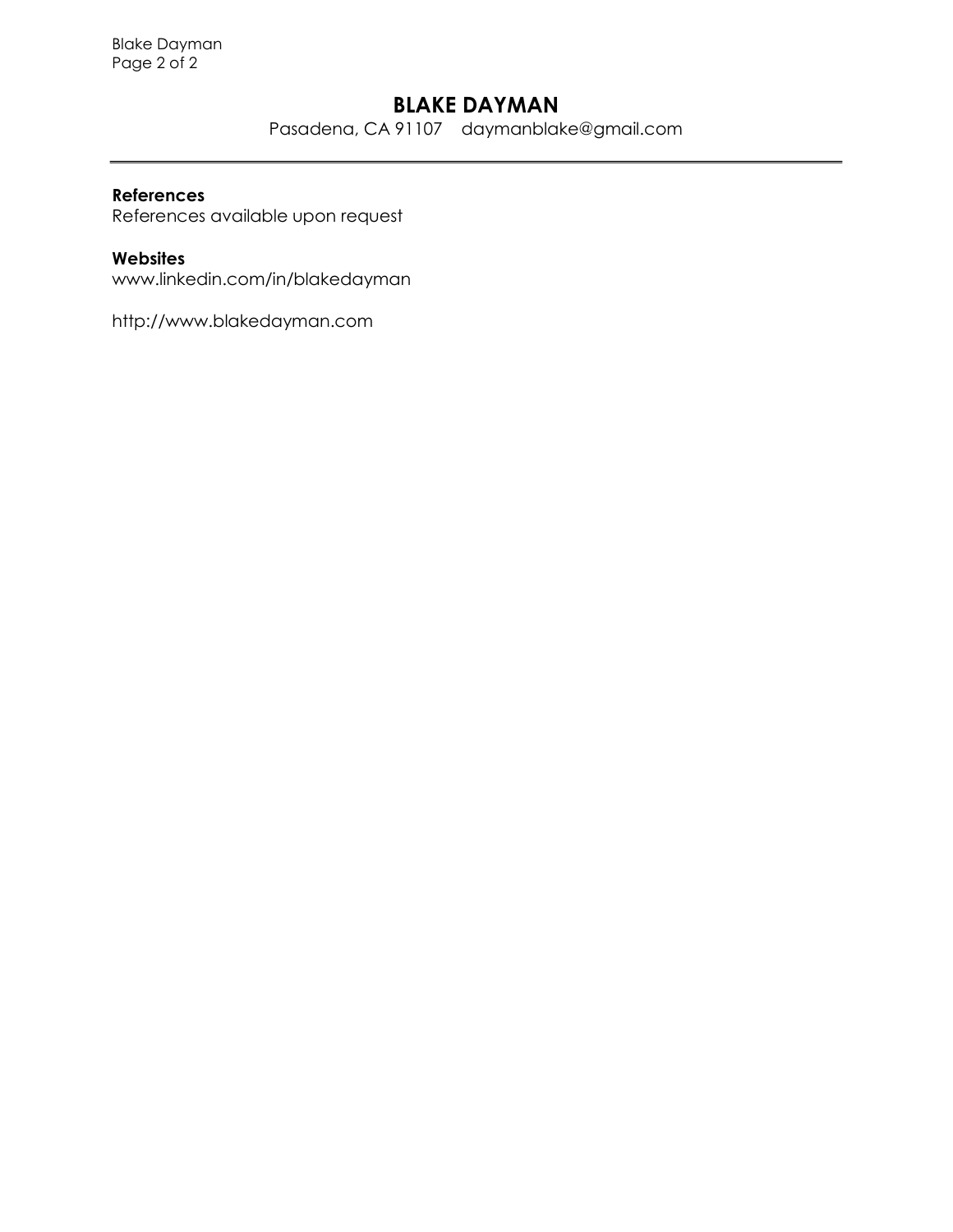# BLAKE DAYMAN

Pasadena, CA 91107    daymanblake@gmail.com

---

**References**

References available upon request

**Websites**

www.linkedin.com/in/blakedayman

http://www.blakedayman.com